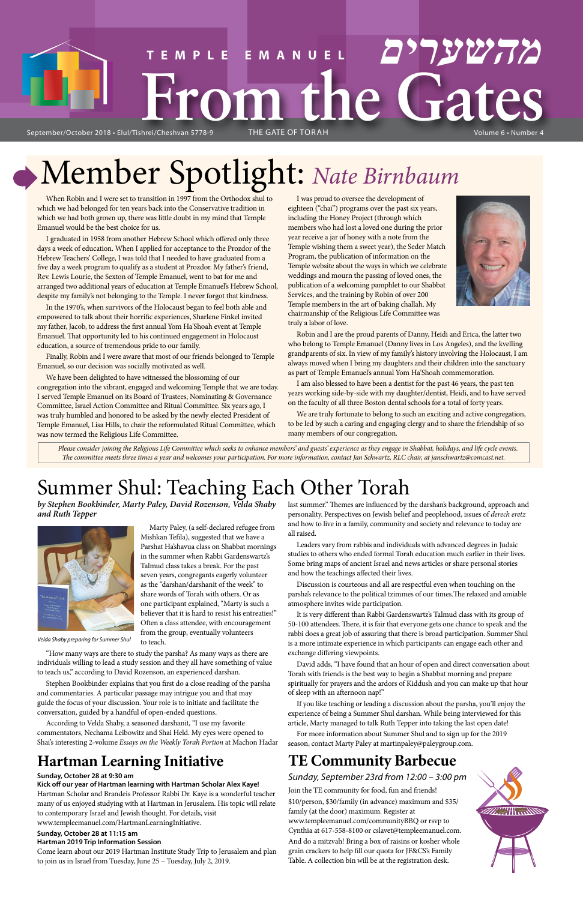# TEMPLE EMANUEL מהשערים From the Gates

September/October 2018 • Elul/Tishrei/Cheshvan 5778-9 THE GATE OF TORAH Volume 6 • Number 4

# Member Spotlight: *Nate Birnbaum*

When Robin and I were set to transition in 1997 from the Orthodox shul to which we had belonged for ten years back into the Conservative tradition in which we had both grown up, there was little doubt in my mind that Temple Emanuel would be the best choice for us.

I graduated in 1958 from another Hebrew School which offered only three days a week of education. When I applied for acceptance to the Prozdor of the Hebrew Teachers' College, I was told that I needed to have graduated from a five day a week program to qualify as a student at Prozdor. My father's friend, Rev. Lewis Lourie, the Sexton of Temple Emanuel, went to bat for me and arranged two additional years of education at Temple Emanuel's Hebrew School, despite my family's not belonging to the Temple. I never forgot that kindness.

In the 1970's, when survivors of the Holocaust began to feel both able and empowered to talk about their horrific experiences, Sharlene Finkel invited my father, Jacob, to address the first annual Yom Ha'Shoah event at Temple Emanuel. That opportunity led to his continued engagement in Holocaust education, a source of tremendous pride to our family.

Finally, Robin and I were aware that most of our friends belonged to Temple Emanuel, so our decision was socially motivated as well.

We have been delighted to have witnessed the blossoming of our congregation into the vibrant, engaged and welcoming Temple that we are today. I served Temple Emanuel on its Board of Trustees, Nominating & Governance Committee, Israel Action Committee and Ritual Committee. Six years ago, I was truly humbled and honored to be asked by the newly elected President of Temple Emanuel, Lisa Hills, to chair the reformulated Ritual Committee, which was now termed the Religious Life Committee.

I was proud to oversee the development of eighteen ("chai") programs over the past six years, including the Honey Project (through which members who had lost a loved one during the prior year receive a jar of honey with a note from the Temple wishing them a sweet year), the Seder Match Program, the publication of information on the Temple website about the ways in which we celebrate weddings and mourn the passing of loved ones, the publication of a welcoming pamphlet to our Shabbat Services, and the training by Robin of over 200 Temple members in the art of baking challah. My chairmanship of the Religious Life Committee was truly a labor of love.

Robin and I are the proud parents of Danny, Heidi and Erica, the latter two who belong to Temple Emanuel (Danny lives in Los Angeles), and the kvelling grandparents of six. In view of my family's history involving the Holocaust, I am always moved when I bring my daughters and their children into the sanctuary as part of Temple Emanuel's annual Yom Ha'Shoah commemoration.

I am also blessed to have been a dentist for the past 46 years, the past ten years working side-by-side with my daughter/dentist, Heidi, and to have served on the faculty of all three Boston dental schools for a total of forty years.

We are truly fortunate to belong to such an exciting and active congregation, to be led by such a caring and engaging clergy and to share the friendship of so many members of our congregation.

*Please consider joining the Religious Life Committee which seeks to enhance members' and guests' experience as they engage in Shabbat, holidays, and life cycle events. The committee meets three times a year and welcomes your participation. For more information, contact Jan Schwartz, RLC chair, at janschwartz@comcast.net.*

# Summer Shul: Teaching Each Other Torah

***by Stephen Bookbinder, Marty Paley, David Rozenson, Velda Shaby and Ruth Tepper***

*Velda Shaby preparing for Summer Shul*

Marty Paley, (a self-declared refugee from Mishkan Tefila), suggested that we have a Parshat Ha'shavua class on Shabbat mornings in the summer when Rabbi Gardenswartz's Talmud class takes a break. For the past seven years, congregants eagerly volunteer as the "darshan/darshanit of the week" to share words of Torah with others. Or as one participant explained, "Marty is such a believer that it is hard to resist his entreaties!" Often a class attendee, with encouragement from the group, eventually volunteers to teach.

"How many ways are there to study the parsha? As many ways as there are individuals willing to lead a study session and they all have something of value to teach us," according to David Rozenson, an experienced darshan.

Stephen Bookbinder explains that you first do a close reading of the parsha and commentaries. A particular passage may intrigue you and that may guide the focus of your discussion. Your role is to initiate and facilitate the conversation, guided by a handful of open-ended questions.

According to Velda Shaby, a seasoned darshanit, "I use my favorite commentators, Nechama Leibowitz and Shai Held. My eyes were opened to Shai's interesting 2-volume *Essays on the Weekly Torah Portion* at Machon Hadar last summer." Themes are influenced by the darshan's background, approach and personality. Perspectives on Jewish belief and peoplehood, issues of *derech eretz* and how to live in a family, community and society and relevance to today are all raised.

Leaders vary from rabbis and individuals with advanced degrees in Judaic studies to others who ended formal Torah education much earlier in their lives. Some bring maps of ancient Israel and news articles or share personal stories and how the teachings affected their lives.

Discussion is courteous and all are respectful even when touching on the parsha's relevance to the political tzimmes of our times.The relaxed and amiable atmosphere invites wide participation.

It is very different than Rabbi Gardenswartz's Talmud class with its group of 50-100 attendees. There, it is fair that everyone gets one chance to speak and the rabbi does a great job of assuring that there is broad participation. Summer Shul is a more intimate experience in which participants can engage each other and exchange differing viewpoints.

David adds, "I have found that an hour of open and direct conversation about Torah with friends is the best way to begin a Shabbat morning and prepare spiritually for prayers and the ardors of Kiddush and you can make up that hour of sleep with an afternoon nap!"

If you like teaching or leading a discussion about the parsha, you'll enjoy the experience of being a Summer Shul darshan. While being interviewed for this article, Marty managed to talk Ruth Tepper into taking the last open date!

For more information about Summer Shul and to sign up for the 2019 season, contact Marty Paley at martinpaley@paleygroup.com.

## Hartman Learning Initiative

**Sunday, October 28 at 9:30 am**

**Kick off our year of Hartman learning with Hartman Scholar Alex Kaye!**

Hartman Scholar and Brandeis Professor Rabbi Dr. Kaye is a wonderful teacher many of us enjoyed studying with at Hartman in Jerusalem. His topic will relate to contemporary Israel and Jewish thought. For details, visit www.templeemanuel.com/HartmanLearningInitiative.

**Sunday, October 28 at 11:15 am**

**Hartman 2019 Trip Information Session**

Come learn about our 2019 Hartman Institute Study Trip to Jerusalem and plan to join us in Israel from Tuesday, June 25 – Tuesday, July 2, 2019.

## TE Community Barbecue

*Sunday, September 23rd from 12:00 – 3:00 pm*

Join the TE community for food, fun and friends!

$10/person, $30/family (in advance) maximum and $35/ family (at the door) maximum. Register at www.templeemanuel.com/communityBBQ or rsvp to Cynthia at 617-558-8100 or cslavet@templeemanuel.com. And do a mitzvah! Bring a box of raisins or kosher whole grain crackers to help fill our quota for JF&CS's Family Table. A collection bin will be at the registration desk.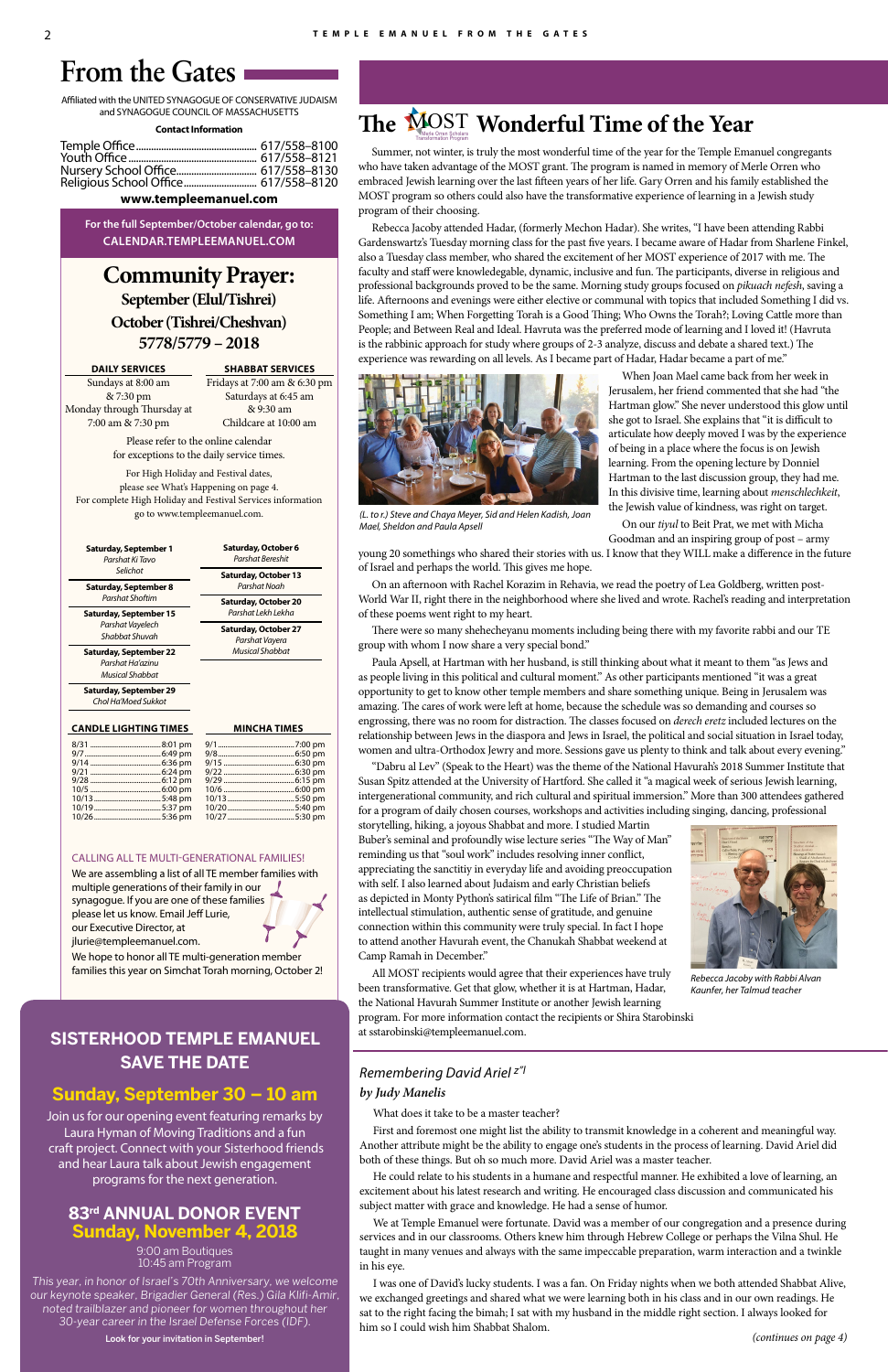# From the Gates

Affiliated with the UNITED SYNAGOGUE OF CONSERVATIVE JUDAISM and SYNAGOGUE COUNCIL OF MASSACHUSETTS

**Contact Information**

Temple Office.................................. 617/558–8100
Youth Office..................................... 617/558–8121
Nursery School Office....................... 617/558–8130
Religious School Office..................... 617/558–8120

**www.templeemanuel.com**

**For the full September/October calendar, go to: CALENDAR.TEMPLEEMANUEL.COM**

## Community Prayer:
### September (Elul/Tishrei) October (Tishrei/Cheshvan) 5778/5779 – 2018

| DAILY SERVICES | SHABBAT SERVICES |
|---|---|
| Sundays at 8:00 am & 7:30 pm | Fridays at 7:00 am & 6:30 pm |
| Monday through Thursday at 7:00 am & 7:30 pm | Saturdays at 6:45 am & 9:30 am |
| | Childcare at 10:00 am |

Please refer to the online calendar for exceptions to the daily service times.

For High Holiday and Festival dates, please see What's Happening on page 4. For complete High Holiday and Festival Services information go to www.templeemanuel.com.

**Saturday, September 1** — *Parshat Ki Tavo, Selichot*
**Saturday, September 8** — *Parshat Shoftim*
**Saturday, September 15** — *Parshat Vayelech, Shabbat Shuvah*
**Saturday, September 22** — *Parshat Ha'azinu, Musical Shabbat*
**Saturday, September 29** — *Chol Ha'Moed Sukkot*
**Saturday, October 6** — *Parshat Bereshit*
**Saturday, October 13** — *Parshat Noah*
**Saturday, October 20** — *Parshat Lekh Lekha*
**Saturday, October 27** — *Parshat Vayera, Musical Shabbat*

| CANDLE LIGHTING TIMES | | MINCHA TIMES | |
|---|---|---|---|
| 8/31 | 8:01 pm | 9/1 | 7:00 pm |
| 9/7 | 6:49 pm | 9/8 | 6:50 pm |
| 9/14 | 6:36 pm | 9/15 | 6:30 pm |
| 9/21 | 6:24 pm | 9/22 | 6:30 pm |
| 9/28 | 6:12 pm | 9/29 | 6:15 pm |
| 10/5 | 6:00 pm | 10/6 | 6:00 pm |
| 10/13 | 5:48 pm | 10/13 | 5:50 pm |
| 10/19 | 5:37 pm | 10/20 | 5:40 pm |
| 10/26 | 5:36 pm | 10/27 | 5:30 pm |

CALLING ALL TE MULTI-GENERATIONAL FAMILIES!

We are assembling a list of all TE member families with multiple generations of their family in our synagogue. If you are one of these families please let us know. Email Jeff Lurie, our Executive Director, at jlurie@templeemanuel.com.

We hope to honor all TE multi-generation member families this year on Simchat Torah morning, October 2!

## SISTERHOOD TEMPLE EMANUEL SAVE THE DATE

### Sunday, September 30 – 10 am

Join us for our opening event featuring remarks by Laura Hyman of Moving Traditions and a fun craft project. Connect with your Sisterhood friends and hear Laura talk about Jewish engagement programs for the next generation.

### 83rd ANNUAL DONOR EVENT Sunday, November 4, 2018

9:00 am Boutiques
10:45 am Program

*This year, in honor of Israel's 70th Anniversary, we welcome our keynote speaker, Brigadier General (Res.) Gila Klifi-Amir, noted trailblazer and pioneer for women throughout her 30-year career in the Israel Defense Forces (IDF).*

**Look for your invitation in September!**

# The MOST Wonderful Time of the Year

Summer, not winter, is truly the most wonderful time of the year for the Temple Emanuel congregants who have taken advantage of the MOST grant. The program is named in memory of Merle Orren who embraced Jewish learning over the last fifteen years of her life. Gary Orren and his family established the MOST program so others could also have the transformative experience of learning in a Jewish study program of their choosing.

Rebecca Jacoby attended Hadar, (formerly Mechon Hadar). She writes, "I have been attending Rabbi Gardenswartz's Tuesday morning class for the past five years. I became aware of Hadar from Sharlene Finkel, also a Tuesday class member, who shared the excitement of her MOST experience of 2017 with me. The faculty and staff were knowledgeable, dynamic, inclusive and fun. The participants, diverse in religious and professional backgrounds proved to be the same. Morning study groups focused on *pikuach nefesh*, saving a life. Afternoons and evenings were either elective or communal with topics that included Something I did vs. Something I am; When Forgetting Torah is a Good Thing; Who Owns the Torah?; Loving Cattle more than People; and Between Real and Ideal. Havruta was the preferred mode of learning and I loved it! (Havruta is the rabbinic approach for study where groups of 2-3 analyze, discuss and debate a shared text.) The experience was rewarding on all levels. As I became part of Hadar, Hadar became a part of me."

*(L. to r.) Steve and Chaya Meyer, Sid and Helen Kadish, Joan Mael, Sheldon and Paula Apsell*

When Joan Mael came back from her week in Jerusalem, her friend commented that she had "the Hartman glow." She never understood this glow until she got to Israel. She explains that "it is difficult to articulate how deeply moved I was by the experience of being in a place where the focus is on Jewish learning. From the opening lecture by Donniel Hartman to the last discussion group, they had me. In this divisive time, learning about *menschlechkeit*, the Jewish value of kindness, was right on target.

On our *tiyul* to Beit Prat, we met with Micha Goodman and an inspiring group of post – army young 20 somethings who shared their stories with us. I know that they WILL make a difference in the future of Israel and perhaps the world. This gives me hope.

On an afternoon with Rachel Korazim in Rehavia, we read the poetry of Lea Goldberg, written post-World War II, right there in the neighborhood where she lived and wrote. Rachel's reading and interpretation of these poems went right to my heart.

There were so many shehecheyanu moments including being there with my favorite rabbi and our TE group with whom I now share a very special bond."

Paula Apsell, at Hartman with her husband, is still thinking about what it meant to them "as Jews and as people living in this political and cultural moment." As other participants mentioned "it was a great opportunity to get to know other temple members and share something unique. Being in Jerusalem was amazing. The cares of work were left at home, because the schedule was so demanding and courses so engrossing, there was no room for distraction. The classes focused on *derech eretz* included lectures on the relationship between Jews in the diaspora and Jews in Israel, the political and social situation in Israel today, women and ultra-Orthodox Jewry and more. Sessions gave us plenty to think and talk about every evening."

"Dabru al Lev" (Speak to the Heart) was the theme of the National Havurah's 2018 Summer Institute that Susan Spitz attended at the University of Hartford. She called it "a magical week of serious Jewish learning, intergenerational community, and rich cultural and spiritual immersion." More than 300 attendees gathered for a program of daily chosen courses, workshops and activities including singing, dancing, professional storytelling, hiking, a joyous Shabbat and more. I studied Martin Buber's seminal and profoundly wise lecture series "The Way of Man" reminding us that "soul work" includes resolving inner conflict, appreciating the sanctitiy in everyday life and avoiding preoccupation with self. I also learned about Judaism and early Christian beliefs as depicted in Monty Python's satirical film "The Life of Brian." The intellectual stimulation, authentic sense of gratitude, and genuine connection within this community were truly special. In fact I hope to attend another Havurah event, the Chanukah Shabbat weekend at Camp Ramah in December."

*Rebecca Jacoby with Rabbi Alvan Kaunfer, her Talmud teacher*

All MOST recipients would agree that their experiences have truly been transformative. Get that glow, whether it is at Hartman, Hadar, the National Havurah Summer Institute or another Jewish learning program. For more information contact the recipients or Shira Starobinski at sstarobinski@templeemanuel.com.

### *Remembering David Ariel z"l*
### *by Judy Manelis*

What does it take to be a master teacher?

First and foremost one might list the ability to transmit knowledge in a coherent and meaningful way. Another attribute might be the ability to engage one's students in the process of learning. David Ariel did both of these things. But oh so much more. David Ariel was a master teacher.

He could relate to his students in a humane and respectful manner. He exhibited a love of learning, an excitement about his latest research and writing. He encouraged class discussion and communicated his subject matter with grace and knowledge. He had a sense of humor.

We at Temple Emanuel were fortunate. David was a member of our congregation and a presence during services and in our classrooms. Others knew him through Hebrew College or perhaps the Vilna Shul. He taught in many venues and always with the same impeccable preparation, warm interaction and a twinkle in his eye.

I was one of David's lucky students. I was a fan. On Friday nights when we both attended Shabbat Alive, we exchanged greetings and shared what we were learning both in his class and in our own readings. He sat to the right facing the bimah; I sat with my husband in the middle right section. I always looked for him so I could wish him Shabbat Shalom.

*(continues on page 4)*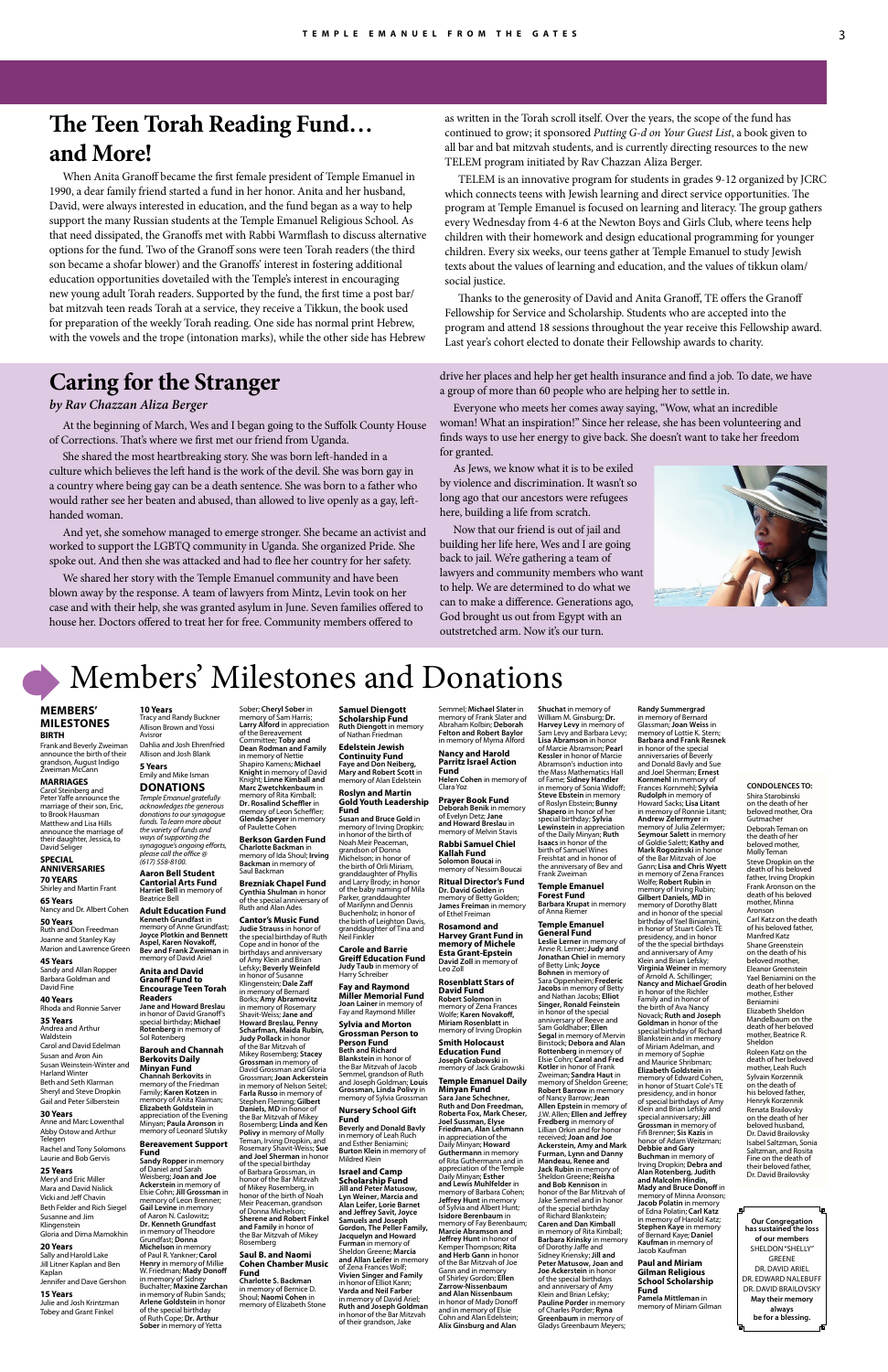# The Teen Torah Reading Fund… and More!

When Anita Granoff became the first female president of Temple Emanuel in 1990, a dear family friend started a fund in her honor. Anita and her husband, David, were always interested in education, and the fund began as a way to help support the many Russian students at the Temple Emanuel Religious School. As that need dissipated, the Granoffs met with Rabbi Warmflash to discuss alternative options for the fund. Two of the Granoff sons were teen Torah readers (the third son became a shofar blower) and the Granoffs' interest in fostering additional education opportunities dovetailed with the Temple's interest in encouraging new young adult Torah readers. Supported by the fund, the first time a post bar/bat mitzvah teen reads Torah at a service, they receive a Tikkun, the book used for preparation of the weekly Torah reading. One side has normal print Hebrew, with the vowels and the trope (intonation marks), while the other side has Hebrew as written in the Torah scroll itself. Over the years, the scope of the fund has continued to grow; it sponsored *Putting G-d on Your Guest List*, a book given to all bar and bat mitzvah students, and is currently directing resources to the new TELEM program initiated by Rav Chazzan Aliza Berger.

TELEM is an innovative program for students in grades 9-12 organized by JCRC which connects teens with Jewish learning and direct service opportunities. The program at Temple Emanuel is focused on learning and literacy. The group gathers every Wednesday from 4-6 at the Newton Boys and Girls Club, where teens help children with their homework and design educational programming for younger children. Every six weeks, our teens gather at Temple Emanuel to study Jewish texts about the values of learning and education, and the values of tikkun olam/ social justice.

Thanks to the generosity of David and Anita Granoff, TE offers the Granoff Fellowship for Service and Scholarship. Students who are accepted into the program and attend 18 sessions throughout the year receive this Fellowship award. Last year's cohort elected to donate their Fellowship awards to charity.

# Caring for the Stranger

*by Rav Chazzan Aliza Berger*

At the beginning of March, Wes and I began going to the Suffolk County House of Corrections. That's where we first met our friend from Uganda.

She shared the most heartbreaking story. She was born left-handed in a culture which believes the left hand is the work of the devil. She was born gay in a country where being gay can be a death sentence. She was born to a father who would rather see her beaten and abused, than allowed to live openly as a gay, left-handed woman.

And yet, she somehow managed to emerge stronger. She became an activist and worked to support the LGBTQ community in Uganda. She organized Pride. She spoke out. And then she was attacked and had to flee her country for her safety.

We shared her story with the Temple Emanuel community and have been blown away by the response. A team of lawyers from Mintz, Levin took on her case and with their help, she was granted asylum in June. Seven families offered to house her. Doctors offered to treat her for free. Community members offered to drive her places and help her get health insurance and find a job. To date, we have a group of more than 60 people who are helping her to settle in.

Everyone who meets her comes away saying, "Wow, what an incredible woman! What an inspiration!" Since her release, she has been volunteering and finds ways to use her energy to give back. She doesn't want to take her freedom for granted.

As Jews, we know what it is to be exiled by violence and discrimination. It wasn't so long ago that our ancestors were refugees here, building a life from scratch.

Now that our friend is out of jail and building her life here, Wes and I are going back to jail. We're gathering a team of lawyers and community members who want to help. We are determined to do what we can to make a difference. Generations ago, God brought us out from Egypt with an outstretched arm. Now it's our turn.

# Members' Milestones and Donations

## MEMBERS' MILESTONES

### BIRTH

Frank and Beverly Zweiman announce the birth of their grandson, August Indigo Zweiman McCann

### MARRIAGES

Carol Steinberg and Peter Yaffe announce the marriage of their son, Eric, to Brook Hausman

Matthew and Lisa Hills announce the marriage of their daughter, Jessica, to David Seliger

### SPECIAL ANNIVERSARIES

**70 YEARS**
Shirley and Martin Frant

**65 Years**
Nancy and Dr. Albert Cohen

**50 Years**
Ruth and Don Freedman
Joanne and Stanley Kay
Marion and Lawrence Green

**45 Years**
Sandy and Allan Ropper
Barbara Goldman and David Fine

**40 Years**
Rhoda and Ronnie Sarver

**35 Years**
Andrea and Arthur Waldstein
Carol and David Edelman
Susan and Aron Ain
Susan Weinstein-Winter and Harland Winter
Beth and Seth Klarman
Sheryl and Steve Dropkin
Gail and Peter Silberstein

**30 Years**
Anne and Marc Lowenthal
Abby Ostow and Arthur Telegen
Rachel and Tony Solomons
Laurie and Bob Gervis

**25 Years**
Meryl and Eric Miller
Mara and David Nislick
Vicki and Jeff Chavin
Beth Felder and Rich Siegel
Susanne and Jim Klingenstein
Gloria and Dima Mamokhin

**20 Years**
Sally and Harold Lake
Jill Litner Kaplan and Ben Kaplan
Jennifer and Dave Gershon

**15 Years**
Julie and Josh Krintzman
Tobey and Grant Finkel

**10 Years**
Tracy and Randy Buckner
Allison Brown and Yossi Avisror
Dahlia and Josh Ehrenfried
Allison and Josh Blank

**5 Years**
Emily and Mike Isman

## DONATIONS

*Temple Emanuel gratefully acknowledges the generous donations to our synagogue funds. To learn more about the variety of funds and ways of supporting the synagogue's ongoing efforts, please call the office @ (617) 558-8100.*

**Aaron Bell Student Cantorial Arts Fund**
**Harriet Bell** in memory of Beatrice Bell

**Adult Education Fund**
**Kenneth Grundfast** in memory of Anne Grundfast; **Joyce Plotkin and Bennett Aspel, Karen Novakoff, Bev and Frank Zweiman** in memory of David Ariel

**Anita and David Granoff Fund to Encourage Teen Torah Readers**
**Jane and Howard Breslau** in honor of David Granoff's special birthday; **Michael Rotenberg** in memory of Sol Rotenberg

**Barouh and Channah Berkovits Daily Minyan Fund**
**Channah Berkovits** in memory of the Friedman Family; **Karen Kotzen** in memory of Anita Klaiman; **Elizabeth Goldstein** in appreciation of the Evening Minyan; **Paula Aronson** in memory of Leonard Slutsky

**Bereavement Support Fund**
**Sandy Ropper** in memory of Daniel and Sarah Weisberg; **Joan and Joe Ackerstein** in memory of Elsie Cohn; **Jill Grossman** in memory of Leon Brenner; **Gail Levine** in memory of Aaron N. Caslowitz; **Dr. Kenneth Grundfast** in memory of Theodore Grundfast; **Donna Michelson** in memory of Paul R. Yankner; **Carol Henry** in memory of Millie W. Friedman; **Mady Donoff** in memory of Sidney Buchalter; **Rubin Sands; Arlene Goldstein** in honor of the special birthday of Ruth Cope; **Dr. Arthur Sober** in memory of Yetta Sober; **Cheryl Sober** in memory of Sam Harris; **Larry Alford** in appreciation of the Bereavement Committee; **Toby and Dean Rodman and Family** in memory of Nettie Shapiro Kamens; **Michael Knight** in memory of David Knight; **Linne Kimball and Marc Zwetchkenbaum** in memory of Rita Kimball; **Dr. Rosalind Scheffler** in memory of Leon Scheffler; **Glenda Speyer** in memory of Paulette Cohen

**Berkson Garden Fund**
**Charlotte Backman** in memory of Saul Backman

**Brezniak Chapel Fund**
**Cynthia Shulman** in honor of the special anniversary of Ruth and Alan Ades

**Cantor's Music Fund**
**Judie Strauss** in honor of the special birthday of Ruth Cope and in honor of the birthdays and anniversary of Amy Klein and Brian Lefsky; **Beverly Weinfeld** in honor of Susanne Klingenstein; **Dale Zaff** in memory of Bernard Borks; **Amy Abramovitz** in memory of Rosemary Shavit-Weiss; **Jane and Howard Breslau, Penny Scharfman, Maida Rubin, Judy Pollack** in honor of the Bar Mitzvah of Mikey Rosenberg; **Stacey Grossman** in memory of David Grossman and Gloria Grossman; **Joan Ackerstein** in memory of Nelson Seitel; **Farla Russo** in memory of Stephen Fleming; **Gilbert Daniels, MD** in honor of the Bar Mitzvah of Mikey Rosenberg; **Linda and Ken Polivy** in memory of Molly Teman, Irving Dropkin, and Rosemary Shavit-Weiss; **Sue and Joel Sherman** in honor of the special birthday of Barbara Grossman, in honor of the Bar Mitzvah of Mikey Rosenberg, in honor of the birth of Noah Meir Peaceman, grandson of Donna Michelson; **Sherene and Robert Finkel and Family** in honor of the Bar Mitzvah of Mikey Rosenberg

**Saul B. and Naomi Cohen Chamber Music Fund**
**Charlotte S. Backman** in memory of Bernice D. Shoul; **Naomi Cohen** in memory of Elizabeth Stone

**Samuel Diengott Scholarship Fund**
**Ruth Diengott** in memory of Nathan Friedman

**Edelstein Jewish Continuity Fund**
**Faye and Don Neiberg, Mary and Robert Scott** in memory of Alan Edelstein

**Roslyn and Martin Gold Youth Leadership Fund**
**Susan and Bruce Gold** in memory of Irving Dropkin; in honor of the birth of Noah Meir Peaceman, grandson of Donna Michelson; in honor of the birth of Orli Miriam, granddaughter of Phyllis and Larry Brody; in honor of the baby naming of Mila Parker, granddaughter of Marilynn and Dennis Buchenholz; in honor of the birth of Leighton Davis, granddaughter of Tina and Neil Finkler

**Carole and Barrie Greiff Education Fund**
**Judy Taub** in memory of Harry Schreiber

**Fay and Raymond Miller Memorial Fund**
**Joan Lainer** in memory of Fay and Raymond Miller

**Sylvia and Morton Grossman Person to Person Fund**
**Beth and Richard Blankstein** in honor of the Bar Mitzvah of Jacob Semmel, grandson of Ruth and Joseph Goldman; **Louis Grossman, Linda Polivy** in memory of Sylvia Grossman

**Nursery School Gift Fund**
**Beverly and Donald Bavly** in memory of Leah Ruch and Esther Beniamini; **Robin Klein** in memory of Mildred Klein

**Israel and Camp Scholarship Fund**
**Jill and Peter Matusow, Yuan Weiner, Marcia and Alan Leifer, Lorie Barnet and Jeffrey Savit, Joyce Samuels and Joseph Gordon, The Peller Family, Jacquelyn and Howard Furman** in memory of Sheldon Greene; **Marcia and Alan Leifer** in memory of Zena Frances Wolf; **Vivien Singer and Family** in memory of Elliot Kann; **Varda and Neil Farber** in memory of David Ariel; **Ruth and Joseph Goldman** in honor of the Bar Mitzvah of their grandson, Jake Semmel; **Michael Slater** in memory of Frank Slater and Abraham Kolbin; **Deborah Felton and Robert Baylor** in memory of Myrna Alford

**Nancy and Harold Parritz Israel Action Fund**
**Helen Cohen** in memory of Clara Yoz

**Prayer Book Fund**
**Deborah Benik** in memory of Evelyn Detz; **Jane and Howard Breslau** in memory of Melvin Stavis

**Rabbi Samuel Chiel Kallah Fund**
**Solomon Boucai** in memory of Nessim Boucai

**Ritual Director's Fund**
**Dr. David Golden** in memory of Betty Golden; **James Freiman** in memory of Ethel Freiman

**Rosamond and Harvey Grant Fund in memory of Michele Esta Grant-Epstein**
**David Zoll** in memory of Leo Zoll

**Rosenblatt Stars of David Fund**
**Robert Solomon** in memory of Zena Frances Wolfe; **Karen Novakoff, Miriam Rosenblatt** in memory of Irving Dropkin

**Smith Holocaust Education Fund**
**Joseph Grabowski** in memory of Jack Grabowski

**Temple Emanuel Daily Minyan Fund**
**Sue and Jane Schechner, Ruth and Don Freedman, Roberta Fox, Mark Chester, Joel Sussman, Elyse Friedman, Alan Lehmann** in appreciation of the Daily Minyan; **Howard Gutherman** in memory of Rita Gutherman and in appreciation of the Temple Daily Minyan; **Esther and Lewis Muhlfelder** in memory of Barbara Cohen; **Jeffrey Hunt** in memory of Sylvia and Albert Hunt; **Isidore Berenbaum** in memory of Fay Berenbaum; **Marcie Abramson and Jeffrey Hunt** in honor of Kemper Thompson; **Rita and Herb Gann** in honor of the Bar Mitzvah of Joe Gann and in memory of Shirley Gordon; **Ellen Zarrow-Nissenbaum and Alan Nissenbaum** in honor of Mady Donoff and in memory of Sheldon Greene; **Ellen Cohn and Alan Edelstein; Alix Ginsburg and Alan Shuchat** in memory of William M. Ginsburg; **Dr. Harvey Levy** in memory of Sam Levy and Barbara Levy; **Lisa Abramson** in honor of Marcie Abramson; **Pearl Kessler** in honor of Marcie Abramson's induction into the Mass Mathematics Hall of Fame; **Sidney Handler** in memory of Sonia Widoff; **Steve Ebstein** in memory of Roslyn Ebstein; **Bunny Shapero** in honor of her special birthday; **Sylvia Lewinstein** in appreciation of the Daily Minyan; **Ruth Isaacs** in honor of the birth of Samuel Wines Freishtat and in honor of the anniversary of Bev and Frank Zweiman

**Temple Emanuel Forest Fund**
**Barbara Krupat** in memory of Anna Riemer

**Temple Emanuel General Fund**
**Leslie Lerner** in memory of Anne R. Lerner; **Judy and Jonathan Chiel** in memory of Betty Link; **Joyce Bohnen** in memory of Sara Oppenheim; **Frederic Jacobs** in memory of Betty and Nathan Jacobs; **Elliott Singer, Ronald Feinstein** in honor of the special anniversary of Reeve and Sam Goldhaber; **Ellen Segal** in memory of Mervin Binstock; **Debora and Alan Rottenberg** in memory of Elsie Cohn; **Carol and Fred Kotler** in honor of Frank Zweiman; **Sandra Haut** in memory of Sheldon Greene; **Robert Barrow** in memory of Nancy Barrow; **Jean Allen Epstein** in memory of J.W. Allen; **Ellen and Jeffrey Fredberg** in memory of Lillian Orkin and for honor received; **Joan and Joe Ackerstein, Amy and Mark Furman, Lynn and Danny Mandeau, Renee and Jack Rubin** in memory of Sheldon Greene; **Reisha and Bob Kennison** in honor of the Bar Mitzvah of Jake Semmel and in honor of the special birthday of Richard Blankstein; **Caren and Dan Kimball** in memory of Rita Kimball; **Barbara Krinsky** in memory of Dorothy Jaffe and Sidney Krinsky; **Jill and Peter Matusow, Jane and Joe Ackerstein** in honor of the special birthdays and anniversary of Amy Klein and Brian Lefsky; **Pauline Porder** in memory of Charles Porder; **Ryna Greenbaum** in memory of Gladys Greenbaum Meyers; **Randy Summergrad** in memory of Bernard Glassman; **Joan Weiss** in memory of Lottie K. Stern; **Barbara and Frank Resnek** in honor of the special anniversaries of Beverly and Donald Bavly and Sue and Joel Sherman; **Ernest Kornmehl** in memory of Frances Kornmehl; **Sylvia Rudolph** in memory of Howard Sacks; **Lisa Litant** in memory of Ronnie Litant; **Andrew Zelermyer** in memory of Julia Zelermyer; **Seymour Salett** in memory of Goldie Salett; **Kathy and Mark Rogozinski** in honor of the Bar Mitzvah of Joe Gann; **Lisa and Chris Wyett** in memory of Zena Frances Wolfe; **Robert Rubin** in memory of Irving Rubin; **Gilbert Daniels, MD** in memory of Dorothy Blatt and in honor of the special birthday of Yael Biniamini, in honor of Stuart Cole's TE presidency, and in honor of the special birthdays and anniversary of Amy Klein and Brian Lefsky; **Virginia Weiner** in memory of Arnold A. Schillinger; **Nancy and Michael Grodin** in honor of the Richler Family and in honor of the birth of Ava Nancy Novack; **Ruth and Joseph Goldman** in honor of the special birthday of Richard Blankstein and in memory of Miriam Adelman, and in memory of Sophie and Maurice Shrinkman; **Elizabeth Goldstein** in memory of Edward Cohen, in honor of Stuart Cole's TE presidency, and in honor of special birthdays of Amy Klein and Brian Lefsky and special anniversary; **Jill Grossman** in memory of Fifi Brenner; **Sis Kazis** in honor of Adam Weitzman; **Debbie and Gary Buchman** in memory of Irving Dropkin; **Debra and Alan Rotenberg, Judith and Malcolm Hindin, Mady and Bruce Donoff** in memory of Minna Aronson; **Jacob Polatin** in memory of Edna Polatin; **Carl Katz** in memory of Harold Katz; **Stephen Kaye** in memory of Bernard Kaye; **Daniel Kaufman** in memory of Jacob Kaufman

**Paul and Miriam Gilman Religious School Scholarship Fund**
**Pamela Mittleman** in memory of Miriam Gilman

### CONDOLENCES TO:

Shira Starobinski on the death of her beloved mother, Ora Gutmacher

Deborah Teman on the death of her beloved mother, Molly Teman

Steve Dropkin on the death of his beloved father, Irving Dropkin

Frank Aronson on the death of his beloved mother, Minna Aronson

Carl Katz on the death of his beloved father, Manfred Katz

Shane Greenstein on the death of his beloved mother, Eleanor Greenstein

Yael Beniamini on the death of her beloved mother, Esther Beniamini

Elizabeth Sheldon Mandelbaum on the death of her beloved mother, Beatrice R. Sheldon

Roleen Katz on the death of her beloved mother, Leah Ruch

Sylvain Korzennik on the death of his beloved father, Henryk Korzennik

Renata Brailovsky on the death of her beloved husband, Dr. David Brailovsky

Isabel Saltzman, Sonia Saltzman, and Rosita Fine on the death of their beloved father, Dr. David Brailovsky

Our Congregation has sustained the loss of our members
SHELDON "SHELLY" GREENE
DR. DAVID ARIEL
DR. EDWARD NALEBUFF
DR. DAVID BRAILOVSKY
May their memory always be for a blessing.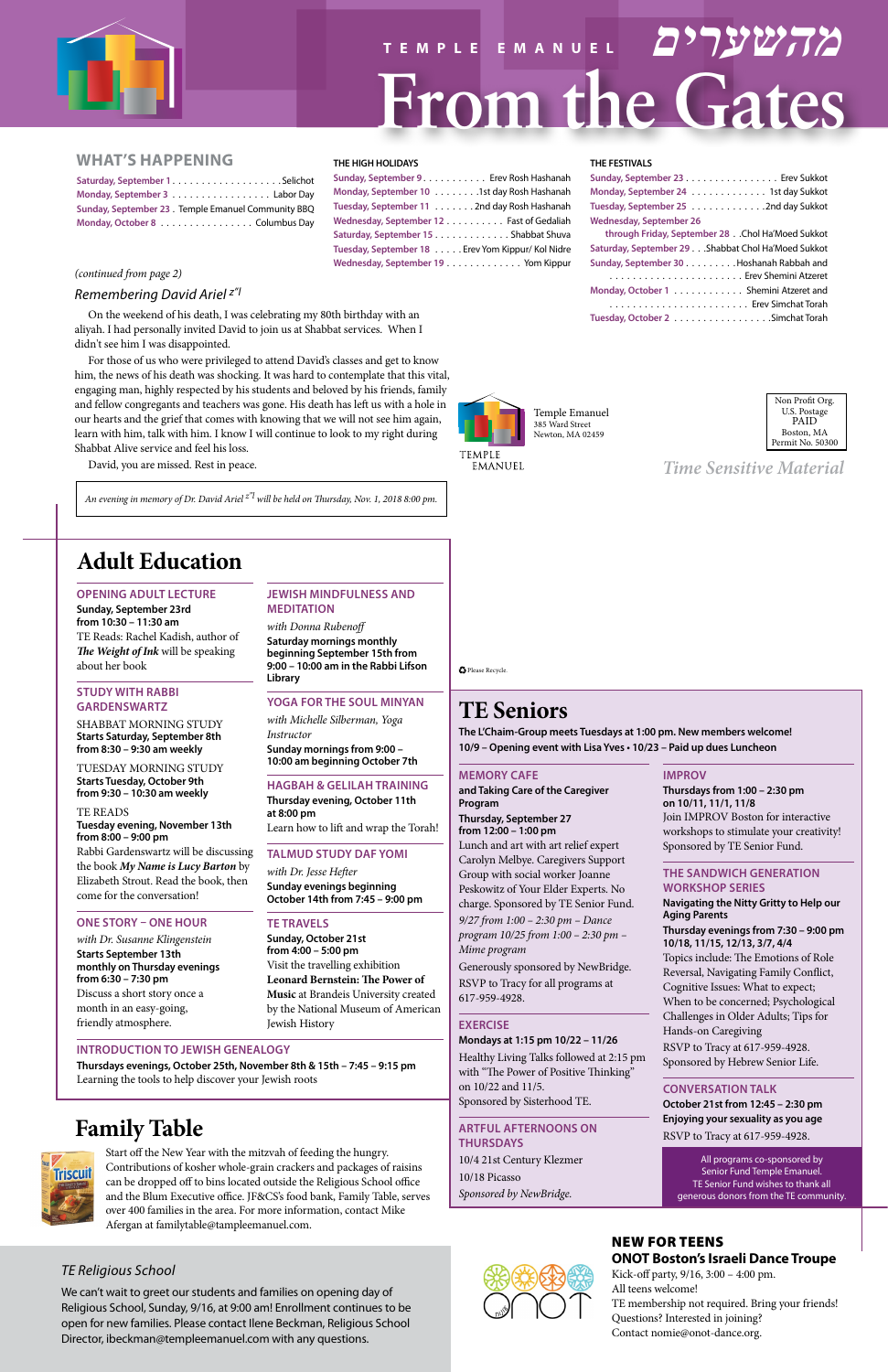# TEMPLE EMANUEL מהשערים From the Gates

## WHAT'S HAPPENING

- **Saturday, September 1** . . . . . . . . . . . . . . . . . . Selichot
- **Monday, September 3** . . . . . . . . . . . . . . . . . Labor Day
- **Sunday, September 23** . Temple Emanuel Community BBQ
- **Monday, October 8** . . . . . . . . . . . . . . . . Columbus Day

### THE HIGH HOLIDAYS

- **Sunday, September 9** . . . . . . . . . . . Erev Rosh Hashanah
- **Monday, September 10** . . . . . . . . 1st day Rosh Hashanah
- **Tuesday, September 11** . . . . . . . 2nd day Rosh Hashanah
- **Wednesday, September 12** . . . . . . . . . . Fast of Gedaliah
- **Saturday, September 15** . . . . . . . . . . . . . Shabbat Shuva
- **Tuesday, September 18** . . . . . Erev Yom Kippur/ Kol Nidre
- **Wednesday, September 19** . . . . . . . . . . . . . Yom Kippur

### THE FESTIVALS

- **Sunday, September 23** . . . . . . . . . . . . . . . . Erev Sukkot
- **Monday, September 24** . . . . . . . . . . . . . 1st day Sukkot
- **Tuesday, September 25** . . . . . . . . . . . . . 2nd day Sukkot
- **Wednesday, September 26** through Friday, September 28 . .Chol Ha'Moed Sukkot
- **Saturday, September 29** . . .Shabbat Chol Ha'Moed Sukkot
- **Sunday, September 30** . . . . . . . . . Hoshanah Rabbah and . . . . . . . . . . . . . . . . . . . . . . . Erev Shemini Atzeret
- **Monday, October 1** . . . . . . . . . . . . Shemini Atzeret and . . . . . . . . . . . . . . . . . . . . . . . . . Erev Simchat Torah
- **Tuesday, October 2** . . . . . . . . . . . . . . . . . Simchat Torah

*(continued from page 2)*

*Remembering David Ariel* z"l

On the weekend of his death, I was celebrating my 80th birthday with an aliyah. I had personally invited David to join us at Shabbat services. When I didn't see him I was disappointed.

For those of us who were privileged to attend David's classes and get to know him, the news of his death was shocking. It was hard to contemplate that this vital, engaging man, highly respected by his students and beloved by his friends, family and fellow congregants and teachers was gone. His death has left us with a hole in our hearts and the grief that comes with knowing that we will not see him again, learn with him, talk with him. I know I will continue to look to my right during Shabbat Alive service and feel his loss.

David, you are missed. Rest in peace.

*An evening in memory of Dr. David Ariel* z"l *will be held on Thursday, Nov. 1, 2018 8:00 pm.*

Temple Emanuel
385 Ward Street
Newton, MA 02459

Non Profit Org.
U.S. Postage
PAID
Boston, MA
Permit No. 50300

*Time Sensitive Material*

Please Recycle.

## Adult Education

### OPENING ADULT LECTURE

**Sunday, September 23rd**
**from 10:30 – 11:30 am**
TE Reads: Rachel Kadish, author of ***The Weight of Ink*** will be speaking about her book

### STUDY WITH RABBI GARDENSWARTZ

SHABBAT MORNING STUDY
**Starts Saturday, September 8th from 8:30 – 9:30 am weekly**

TUESDAY MORNING STUDY
**Starts Tuesday, October 9th from 9:30 – 10:30 am weekly**

TE READS
**Tuesday evening, November 13th from 8:00 – 9:00 pm**
Rabbi Gardenswartz will be discussing the book ***My Name is Lucy Barton*** by Elizabeth Strout. Read the book, then come for the conversation!

### ONE STORY – ONE HOUR

*with Dr. Susanne Klingenstein*
**Starts September 13th monthly on Thursday evenings from 6:30 – 7:30 pm**
Discuss a short story once a month in an easy-going, friendly atmosphere.

### JEWISH MINDFULNESS AND MEDITATION

*with Donna Rubenoff*
**Saturday mornings monthly beginning September 15th from 9:00 – 10:00 am in the Rabbi Lifson Library**

### YOGA FOR THE SOUL MINYAN

*with Michelle Silberman, Yoga Instructor*
**Sunday mornings from 9:00 – 10:00 am beginning October 7th**

### HAGBAH & GELILAH TRAINING

**Thursday evening, October 11th at 8:00 pm**
Learn how to lift and wrap the Torah!

### TALMUD STUDY DAF YOMI

*with Dr. Jesse Hefter*
**Sunday evenings beginning October 14th from 7:45 – 9:00 pm**

### TE TRAVELS

**Sunday, October 21st from 4:00 – 5:00 pm**
Visit the travelling exhibition **Leonard Bernstein: The Power of Music** at Brandeis University created by the National Museum of American Jewish History

### INTRODUCTION TO JEWISH GENEALOGY

**Thursdays evenings, October 25th, November 8th & 15th – 7:45 – 9:15 pm**
Learning the tools to help discover your Jewish roots

## Family Table

Start off the New Year with the mitzvah of feeding the hungry. Contributions of kosher whole-grain crackers and packages of raisins can be dropped off to bins located outside the Religious School office and the Blum Executive office. JF&CS's food bank, Family Table, serves over 400 families in the area. For more information, contact Mike Afergan at familytable@tampleemanuel.com.

## TE Seniors

**The L'Chaim-Group meets Tuesdays at 1:00 pm. New members welcome!**
**10/9 – Opening event with Lisa Yves • 10/23 – Paid up dues Luncheon**

### MEMORY CAFE

**and Taking Care of the Caregiver Program**
**Thursday, September 27 from 12:00 – 1:00 pm**
Lunch and art with art relief expert Carolyn Melbye. Caregivers Support Group with social worker Joanne Peskowitz of Your Elder Experts. No charge. Sponsored by TE Senior Fund.
*9/27 from 1:00 – 2:30 pm – Dance program 10/25 from 1:00 – 2:30 pm – Mime program*
Generously sponsored by NewBridge.
RSVP to Tracy for all programs at 617-959-4928.

### EXERCISE

**Mondays at 1:15 pm 10/22 – 11/26**
Healthy Living Talks followed at 2:15 pm with "The Power of Positive Thinking" on 10/22 and 11/5.
Sponsored by Sisterhood TE.

### ARTFUL AFTERNOONS ON THURSDAYS

10/4 21st Century Klezmer
10/18 Picasso
*Sponsored by NewBridge.*

### IMPROV

**Thursdays from 1:00 – 2:30 pm on 10/11, 11/1, 11/8**
Join IMPROV Boston for interactive workshops to stimulate your creativity! Sponsored by TE Senior Fund.

### THE SANDWICH GENERATION WORKSHOP SERIES

**Navigating the Nitty Gritty to Help our Aging Parents**
**Thursday evenings from 7:30 – 9:00 pm 10/18, 11/15, 12/13, 3/7, 4/4**
Topics include: The Emotions of Role Reversal, Navigating Family Conflict, Cognitive Issues: What to expect; When to be concerned; Psychological Challenges in Older Adults; Tips for Hands-on Caregiving
RSVP to Tracy at 617-959-4928.
Sponsored by Hebrew Senior Life.

### CONVERSATION TALK

**October 21st from 12:45 – 2:30 pm**
**Enjoying your sexuality as you age**
RSVP to Tracy at 617-959-4928.

All programs co-sponsored by Senior Fund Temple Emanuel.
TE Senior Fund wishes to thank all generous donors from the TE community.

## *TE Religious School*

We can't wait to greet our students and families on opening day of Religious School, Sunday, 9/16, at 9:00 am! Enrollment continues to be open for new families. Please contact Ilene Beckman, Religious School Director, ibeckman@templeemanuel.com with any questions.

## NEW FOR TEENS

### ONOT Boston's Israeli Dance Troupe

Kick-off party, 9/16, 3:00 – 4:00 pm.
All teens welcome!
TE membership not required. Bring your friends!
Questions? Interested in joining?
Contact nomie@onot-dance.org.